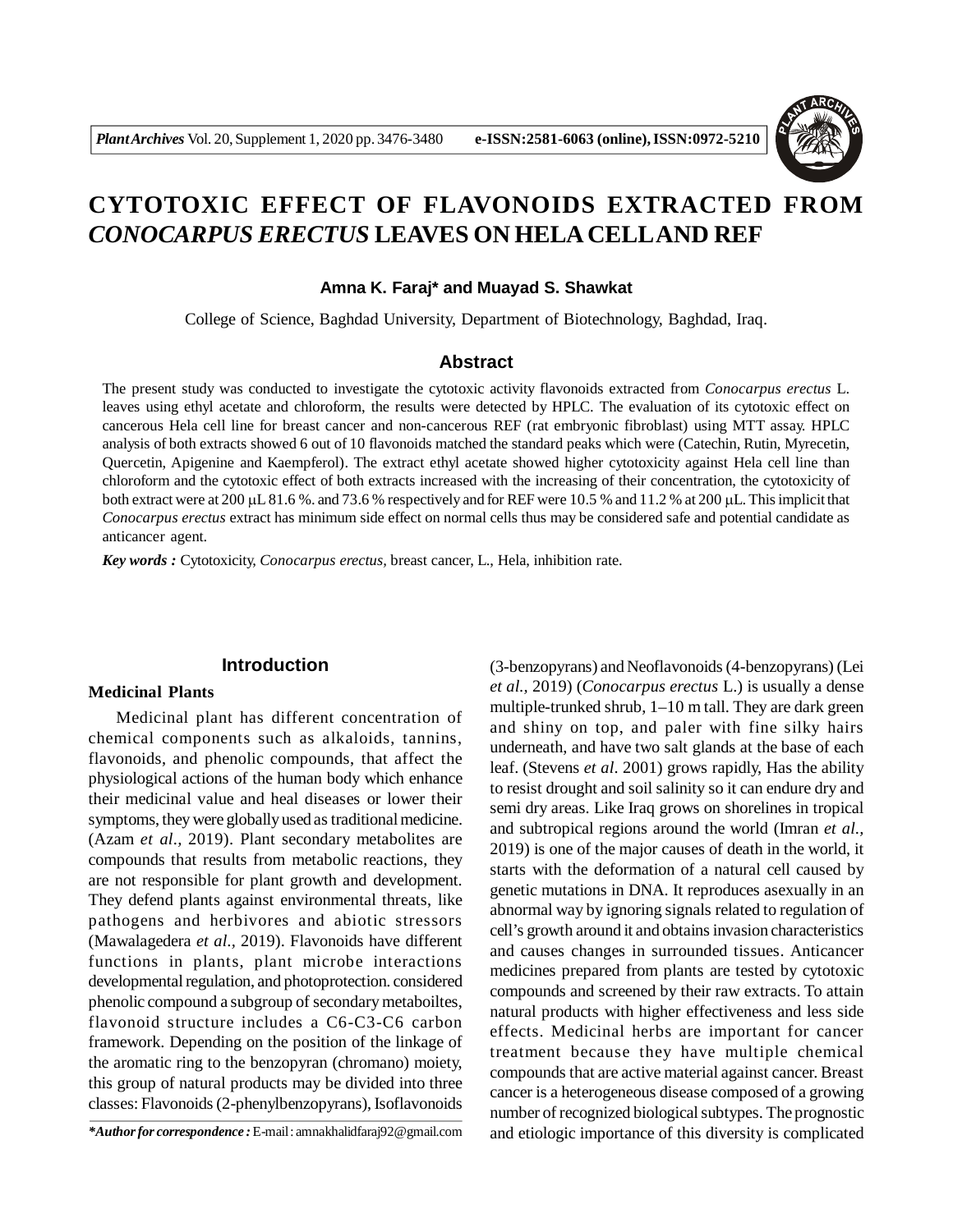# CYTOTOXIC EFFECT OF FLAVONOIDS EXTRACTED FROM *CONOCARPUS ERECTUS* LEAVES ON HELA CELL AND REF

**Amna K. Faraj\* and Muayad S. Shawkat**

College of Science, Baghdad University, Department of Biotechnology, Baghdad, Iraq.

## Abstract

The present study was conducted to investigate the cytotoxic activity flavonoids extracted from *Conocarpus erectus* L. leaves using ethyl acetate and chloroform, the results were detected by HPLC. The evaluation of its cytotoxic effect on cancerous Hela cell line for breast cancer and non-cancerous REF (rat embryonic fibroblast) using MTT assay. HPLC analysis of both extracts showed 6 out of 10 flavonoids matched the standard peaks which were (Catechin, Rutin, Myrecetin, Quercetin, Apigenine and Kaempferol). The extract ethyl acetate showed higher cytotoxicity against Hela cell line than chloroform and the cytotoxic effect of both extracts increased with the increasing of their concentration, the cytotoxicity of both extract were at 200 μL 81.6 %. and 73.6 % respectively and for REF were 10.5 % and 11.2 % at 200 μL. This implicit that *Conocarpus erectus* extract has minimum side effect on normal cells thus may be considered safe and potential candidate as anticancer agent.

***Key words :*** Cytotoxicity, *Conocarpus erectus*, breast cancer, L., Hela, inhibition rate.

## Introduction

### Medicinal Plants

Medicinal plant has different concentration of chemical components such as alkaloids, tannins, flavonoids, and phenolic compounds, that affect the physiological actions of the human body which enhance their medicinal value and heal diseases or lower their symptoms, they were globally used as traditional medicine. (Azam *et al.,* 2019). Plant secondary metabolites are compounds that results from metabolic reactions, they are not responsible for plant growth and development. They defend plants against environmental threats, like pathogens and herbivores and abiotic stressors (Mawalagedera *et al.,* 2019). Flavonoids have different functions in plants, plant microbe interactions developmental regulation, and photoprotection. considered phenolic compound a subgroup of secondary metaboiltes, flavonoid structure includes a C6-C3-C6 carbon framework. Depending on the position of the linkage of the aromatic ring to the benzopyran (chromano) moiety, this group of natural products may be divided into three classes: Flavonoids (2-phenylbenzopyrans), Isoflavonoids (3-benzopyrans) and Neoflavonoids (4-benzopyrans) (Lei *et al.,* 2019) (*Conocarpus erectus* L.) is usually a dense multiple-trunked shrub, 1–10 m tall. They are dark green and shiny on top, and paler with fine silky hairs underneath, and have two salt glands at the base of each leaf. (Stevens *et al*. 2001) grows rapidly, Has the ability to resist drought and soil salinity so it can endure dry and semi dry areas. Like Iraq grows on shorelines in tropical and subtropical regions around the world (Imran *et al.,* 2019) is one of the major causes of death in the world, it starts with the deformation of a natural cell caused by genetic mutations in DNA. It reproduces asexually in an abnormal way by ignoring signals related to regulation of cell's growth around it and obtains invasion characteristics and causes changes in surrounded tissues. Anticancer medicines prepared from plants are tested by cytotoxic compounds and screened by their raw extracts. To attain natural products with higher effectiveness and less side effects. Medicinal herbs are important for cancer treatment because they have multiple chemical compounds that are active material against cancer. Breast cancer is a heterogeneous disease composed of a growing number of recognized biological subtypes. The prognostic and etiologic importance of this diversity is complicated

***\*Author for correspondence :*** E-mail : amnakhalidfaraj92@gmail.com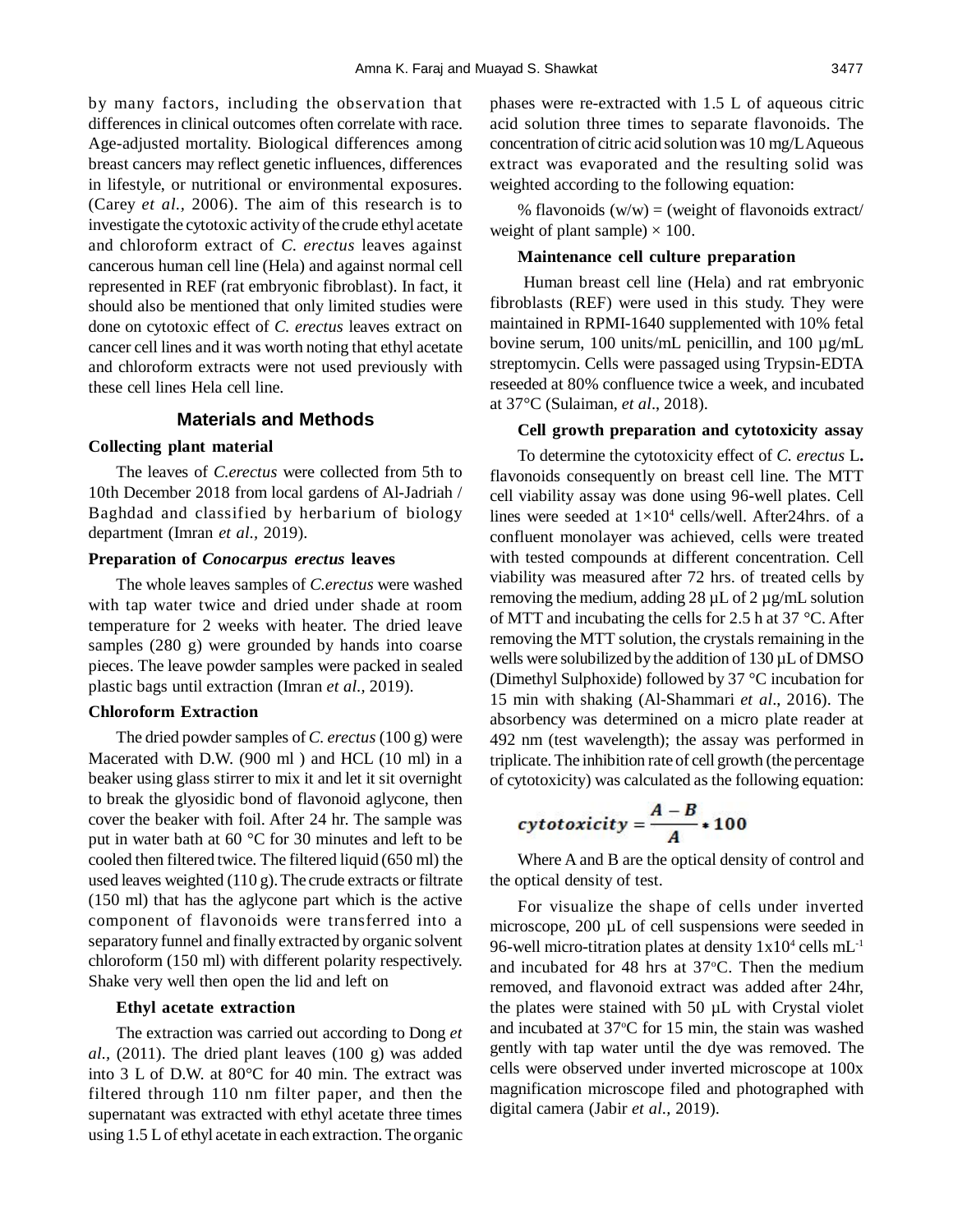by many factors, including the observation that differences in clinical outcomes often correlate with race. Age-adjusted mortality. Biological differences among breast cancers may reflect genetic influences, differences in lifestyle, or nutritional or environmental exposures. (Carey *et al.,* 2006). The aim of this research is to investigate the cytotoxic activity of the crude ethyl acetate and chloroform extract of *C. erectus* leaves against cancerous human cell line (Hela) and against normal cell represented in REF (rat embryonic fibroblast). In fact, it should also be mentioned that only limited studies were done on cytotoxic effect of *C. erectus* leaves extract on cancer cell lines and it was worth noting that ethyl acetate and chloroform extracts were not used previously with these cell lines Hela cell line.

## Materials and Methods

### Collecting plant material

The leaves of *C.erectus* were collected from 5th to 10th December 2018 from local gardens of Al-Jadriah / Baghdad and classified by herbarium of biology department (Imran *et al.,* 2019).

### Preparation of *Conocarpus erectus* leaves

The whole leaves samples of *C.erectus* were washed with tap water twice and dried under shade at room temperature for 2 weeks with heater. The dried leave samples (280 g) were grounded by hands into coarse pieces. The leave powder samples were packed in sealed plastic bags until extraction (Imran *et al.,* 2019).

### Chloroform Extraction

The dried powder samples of *C. erectus* (100 g) were Macerated with D.W. (900 ml ) and HCL (10 ml) in a beaker using glass stirrer to mix it and let it sit overnight to break the glyosidic bond of flavonoid aglycone, then cover the beaker with foil. After 24 hr. The sample was put in water bath at 60 °C for 30 minutes and left to be cooled then filtered twice. The filtered liquid (650 ml) the used leaves weighted (110 g). The crude extracts or filtrate (150 ml) that has the aglycone part which is the active component of flavonoids were transferred into a separatory funnel and finally extracted by organic solvent chloroform (150 ml) with different polarity respectively. Shake very well then open the lid and left on

### Ethyl acetate extraction

The extraction was carried out according to Dong *et al.,* (2011). The dried plant leaves (100 g) was added into 3 L of D.W. at 80°C for 40 min. The extract was filtered through 110 nm filter paper, and then the supernatant was extracted with ethyl acetate three times using 1.5 L of ethyl acetate in each extraction. The organic phases were re-extracted with 1.5 L of aqueous citric acid solution three times to separate flavonoids. The concentration of citric acid solution was 10 mg/L Aqueous extract was evaporated and the resulting solid was weighted according to the following equation:

% flavonoids (w/w) = (weight of flavonoids extract/ weight of plant sample) × 100.

### Maintenance cell culture preparation

Human breast cell line (Hela) and rat embryonic fibroblasts (REF) were used in this study. They were maintained in RPMI-1640 supplemented with 10% fetal bovine serum, 100 units/mL penicillin, and 100 µg/mL streptomycin. Cells were passaged using Trypsin-EDTA reseeded at 80% confluence twice a week, and incubated at 37°C (Sulaiman, *et al*., 2018).

### Cell growth preparation and cytotoxicity assay

To determine the cytotoxicity effect of *C. erectus* L**.** flavonoids consequently on breast cell line. The MTT cell viability assay was done using 96-well plates. Cell lines were seeded at $1\times10^4$ cells/well. After24hrs. of a confluent monolayer was achieved, cells were treated with tested compounds at different concentration. Cell viability was measured after 72 hrs. of treated cells by removing the medium, adding 28 µL of 2 µg/mL solution of MTT and incubating the cells for 2.5 h at 37 °C. After removing the MTT solution, the crystals remaining in the wells were solubilized by the addition of 130 µL of DMSO (Dimethyl Sulphoxide) followed by 37 °C incubation for 15 min with shaking (Al-Shammari *et al*., 2016). The absorbency was determined on a micro plate reader at 492 nm (test wavelength); the assay was performed in triplicate. The inhibition rate of cell growth (the percentage of cytotoxicity) was calculated as the following equation:

$$cytotoxicity = \frac{A - B}{A} * 100$$

Where A and B are the optical density of control and the optical density of test.

For visualize the shape of cells under inverted microscope, 200 µL of cell suspensions were seeded in 96-well micro-titration plates at density $1\text{x}10^4$ cells $\text{mL}^{-1}$ and incubated for 48 hrs at 37°C. Then the medium removed, and flavonoid extract was added after 24hr, the plates were stained with 50 µL with Crystal violet and incubated at 37°C for 15 min, the stain was washed gently with tap water until the dye was removed. The cells were observed under inverted microscope at 100x magnification microscope filed and photographed with digital camera (Jabir *et al.,* 2019).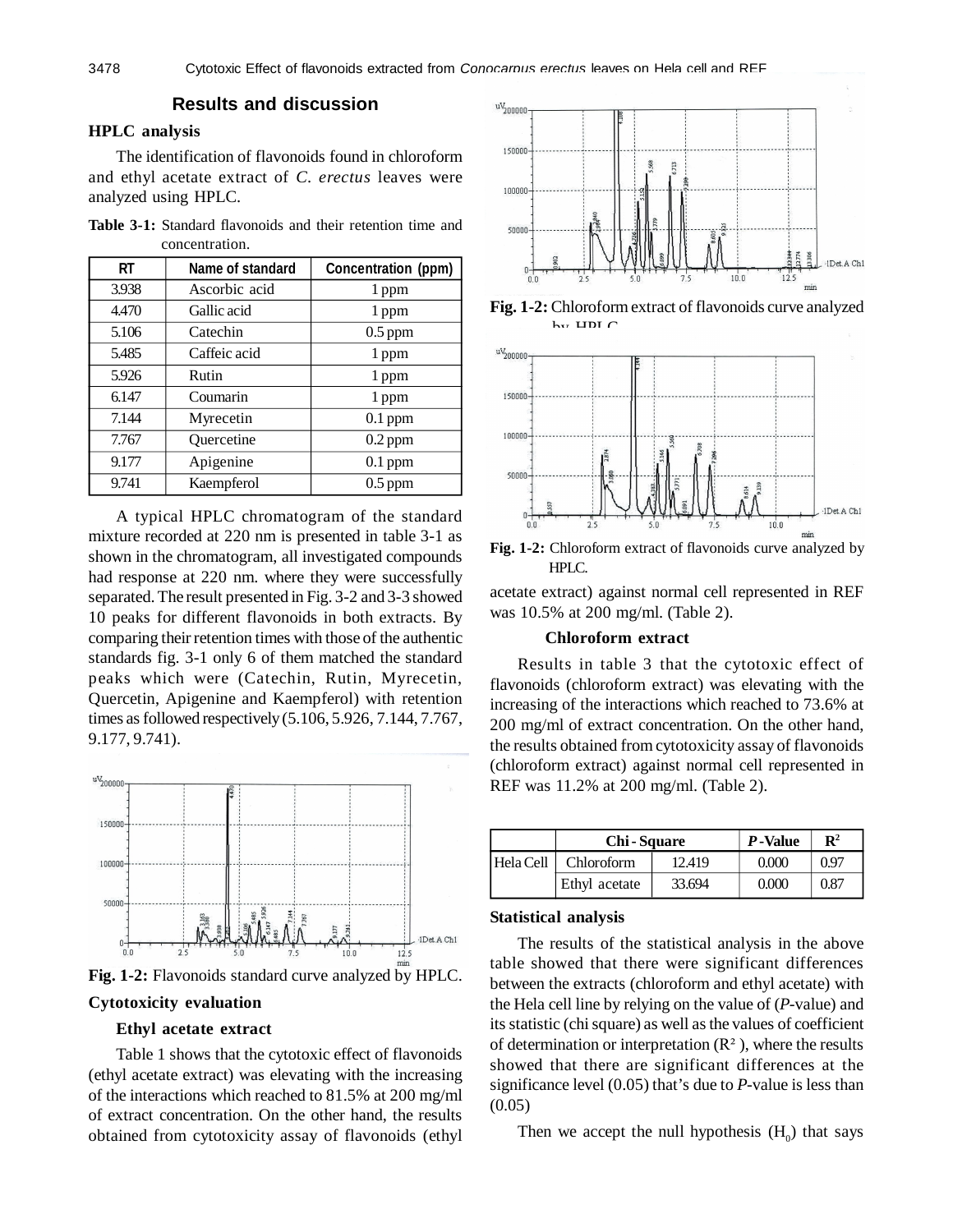## Results and discussion

### HPLC analysis

The identification of flavonoids found in chloroform and ethyl acetate extract of *C. erectus* leaves were analyzed using HPLC.

**Table 3-1:** Standard flavonoids and their retention time and concentration.

| RT | Name of standard | Concentration (ppm) |
|---|---|---|
| 3.938 | Ascorbic acid | 1 ppm |
| 4.470 | Gallic acid | 1 ppm |
| 5.106 | Catechin | 0.5 ppm |
| 5.485 | Caffeic acid | 1 ppm |
| 5.926 | Rutin | 1 ppm |
| 6.147 | Coumarin | 1 ppm |
| 7.144 | Myrecetin | 0.1 ppm |
| 7.767 | Quercetine | 0.2 ppm |
| 9.177 | Apigenine | 0.1 ppm |
| 9.741 | Kaempferol | 0.5 ppm |

A typical HPLC chromatogram of the standard mixture recorded at 220 nm is presented in table 3-1 as shown in the chromatogram, all investigated compounds had response at 220 nm. where they were successfully separated. The result presented in Fig. 3-2 and 3-3 showed 10 peaks for different flavonoids in both extracts. By comparing their retention times with those of the authentic standards fig. 3-1 only 6 of them matched the standard peaks which were (Catechin, Rutin, Myrecetin, Quercetin, Apigenine and Kaempferol) with retention times as followed respectively (5.106, 5.926, 7.144, 7.767, 9.177, 9.741).

**Fig. 1-2:** Flavonoids standard curve analyzed by HPLC.

**Fig. 1-2:** Chloroform extract of flavonoids curve analyzed by HPLC

**Fig. 1-2:** Chloroform extract of flavonoids curve analyzed by HPLC.

### Cytotoxicity evaluation

#### Ethyl acetate extract

Table 1 shows that the cytotoxic effect of flavonoids (ethyl acetate extract) was elevating with the increasing of the interactions which reached to 81.5% at 200 mg/ml of extract concentration. On the other hand, the results obtained from cytotoxicity assay of flavonoids (ethyl acetate extract) against normal cell represented in REF was 10.5% at 200 mg/ml. (Table 2).

#### Chloroform extract

Results in table 3 that the cytotoxic effect of flavonoids (chloroform extract) was elevating with the increasing of the interactions which reached to 73.6% at 200 mg/ml of extract concentration. On the other hand, the results obtained from cytotoxicity assay of flavonoids (chloroform extract) against normal cell represented in REF was 11.2% at 200 mg/ml. (Table 2).

| | Chi - Square | | *P*-Value | $R^2$ |
|---|---|---|---|---|
| Hela Cell | Chloroform | 12.419 | 0.000 | 0.97 |
| | Ethyl acetate | 33.694 | 0.000 | 0.87 |

### Statistical analysis

The results of the statistical analysis in the above table showed that there were significant differences between the extracts (chloroform and ethyl acetate) with the Hela cell line by relying on the value of (*P*-value) and its statistic (chi square) as well as the values of coefficient of determination or interpretation ($R^2$), where the results showed that there are significant differences at the significance level (0.05) that's due to *P*-value is less than (0.05)

Then we accept the null hypothesis ($H_0$) that says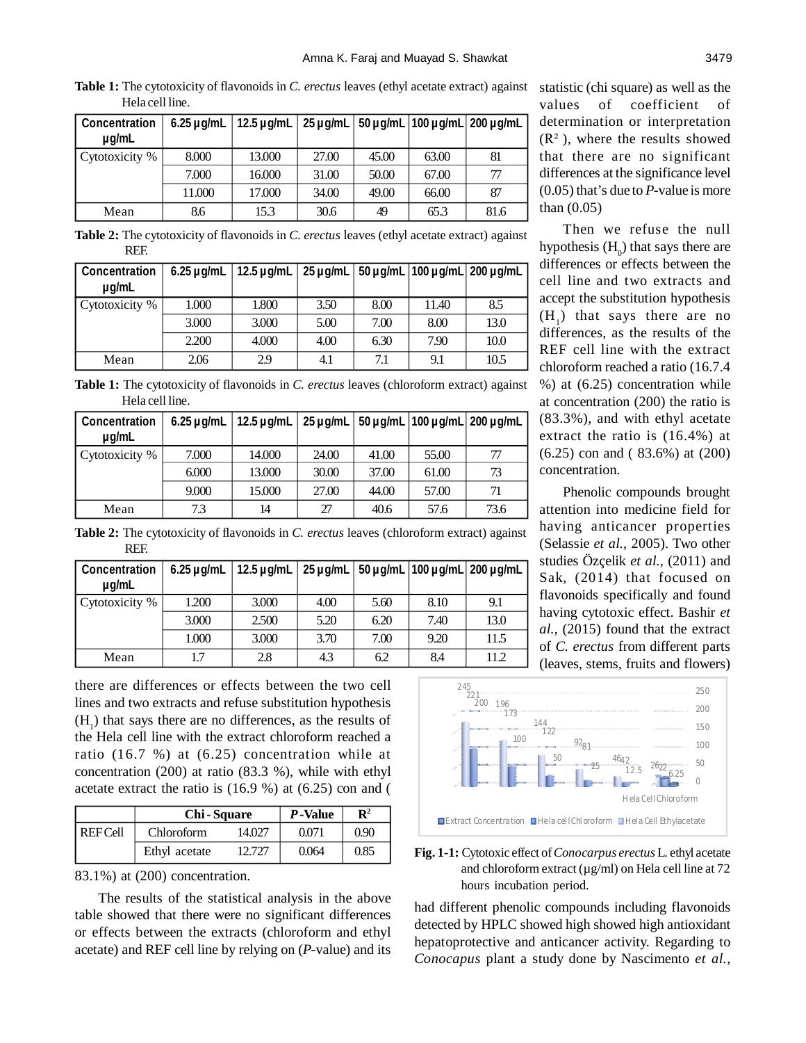**Table 1:** The cytotoxicity of flavonoids in *C. erectus* leaves (ethyl acetate extract) against Hela cell line.

| Concentration µg/mL | 6.25 µg/mL | 12.5 µg/mL | 25 µg/mL | 50 µg/mL | 100 µg/mL | 200 µg/mL |
|---|---|---|---|---|---|---|
| Cytotoxicity % | 8.000 | 13.000 | 27.00 | 45.00 | 63.00 | 81 |
| | 7.000 | 16.000 | 31.00 | 50.00 | 67.00 | 77 |
| | 11.000 | 17.000 | 34.00 | 49.00 | 66.00 | 87 |
| Mean | 8.6 | 15.3 | 30.6 | 49 | 65.3 | 81.6 |

**Table 2:** The cytotoxicity of flavonoids in *C. erectus* leaves (ethyl acetate extract) against REF.

| Concentration µg/mL | 6.25 µg/mL | 12.5 µg/mL | 25 µg/mL | 50 µg/mL | 100 µg/mL | 200 µg/mL |
|---|---|---|---|---|---|---|
| Cytotoxicity % | 1.000 | 1.800 | 3.50 | 8.00 | 11.40 | 8.5 |
| | 3.000 | 3.000 | 5.00 | 7.00 | 8.00 | 13.0 |
| | 2.200 | 4.000 | 4.00 | 6.30 | 7.90 | 10.0 |
| Mean | 2.06 | 2.9 | 4.1 | 7.1 | 9.1 | 10.5 |

**Table 1:** The cytotoxicity of flavonoids in *C. erectus* leaves (chloroform extract) against Hela cell line.

| Concentration µg/mL | 6.25 µg/mL | 12.5 µg/mL | 25 µg/mL | 50 µg/mL | 100 µg/mL | 200 µg/mL |
|---|---|---|---|---|---|---|
| Cytotoxicity % | 7.000 | 14.000 | 24.00 | 41.00 | 55.00 | 77 |
| | 6.000 | 13.000 | 30.00 | 37.00 | 61.00 | 73 |
| | 9.000 | 15.000 | 27.00 | 44.00 | 57.00 | 71 |
| Mean | 7.3 | 14 | 27 | 40.6 | 57.6 | 73.6 |

**Table 2:** The cytotoxicity of flavonoids in *C. erectus* leaves (chloroform extract) against REF.

| Concentration µg/mL | 6.25 µg/mL | 12.5 µg/mL | 25 µg/mL | 50 µg/mL | 100 µg/mL | 200 µg/mL |
|---|---|---|---|---|---|---|
| Cytotoxicity % | 1.200 | 3.000 | 4.00 | 5.60 | 8.10 | 9.1 |
| | 3.000 | 2.500 | 5.20 | 6.20 | 7.40 | 13.0 |
| | 1.000 | 3.000 | 3.70 | 7.00 | 9.20 | 11.5 |
| Mean | 1.7 | 2.8 | 4.3 | 6.2 | 8.4 | 11.2 |

there are differences or effects between the two cell lines and two extracts and refuse substitution hypothesis ($H_1$) that says there are no differences, as the results of the Hela cell line with the extract chloroform reached a ratio (16.7 %) at (6.25) concentration while at concentration (200) at ratio (83.3 %), while with ethyl acetate extract the ratio is (16.9 %) at (6.25) con and (

| | Chi - Square | | *P*-Value | $R^2$ |
|---|---|---|---|---|
| REF Cell | Chloroform | 14.027 | 0.071 | 0.90 |
| | Ethyl acetate | 12.727 | 0.064 | 0.85 |

83.1%) at (200) concentration.

The results of the statistical analysis in the above table showed that there were no significant differences or effects between the extracts (chloroform and ethyl acetate) and REF cell line by relying on (*P*-value) and its statistic (chi square) as well as the values of coefficient of determination or interpretation ($R^2$ ), where the results showed that there are no significant differences at the significance level (0.05) that's due to *P*-value is more than (0.05)

Then we refuse the null hypothesis ($H_0$) that says there are differences or effects between the cell line and two extracts and accept the substitution hypothesis ($H_1$) that says there are no differences, as the results of the REF cell line with the extract chloroform reached a ratio (16.7.4 %) at (6.25) concentration while at concentration (200) the ratio is (83.3%), and with ethyl acetate extract the ratio is (16.4%) at (6.25) con and ( 83.6%) at (200) concentration.

Phenolic compounds brought attention into medicine field for having anticancer properties (Selassie *et al.*, 2005). Two other studies Özçelik *et al.*, (2011) and Sak, (2014) that focused on flavonoids specifically and found having cytotoxic effect. Bashir *et al.*, (2015) found that the extract of *C. erectus* from different parts (leaves, stems, fruits and flowers) had different phenolic compounds including flavonoids detected by HPLC showed high showed high antioxidant hepatoprotective and anticancer activity. Regarding to *Conocapus* plant a study done by Nascimento *et al.*,

**Fig. 1-1:** Cytotoxic effect of *Conocarpus erectus* L. ethyl acetate and chloroform extract (µg/ml) on Hela cell line at 72 hours incubation period.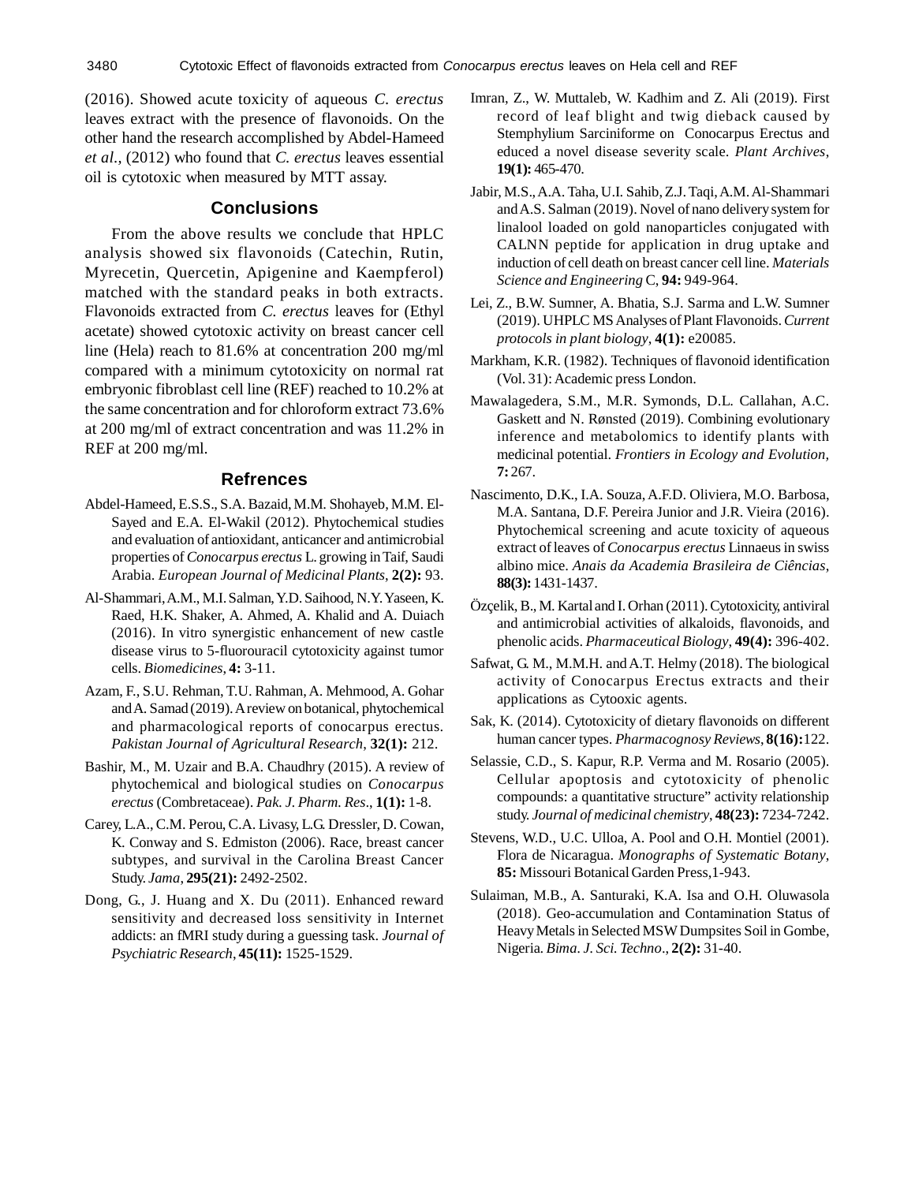(2016). Showed acute toxicity of aqueous *C. erectus* leaves extract with the presence of flavonoids. On the other hand the research accomplished by Abdel-Hameed *et al.,* (2012) who found that *C. erectus* leaves essential oil is cytotoxic when measured by MTT assay.

## Conclusions

From the above results we conclude that HPLC analysis showed six flavonoids (Catechin, Rutin, Myrecetin, Quercetin, Apigenine and Kaempferol) matched with the standard peaks in both extracts. Flavonoids extracted from *C. erectus* leaves for (Ethyl acetate) showed cytotoxic activity on breast cancer cell line (Hela) reach to 81.6% at concentration 200 mg/ml compared with a minimum cytotoxicity on normal rat embryonic fibroblast cell line (REF) reached to 10.2% at the same concentration and for chloroform extract 73.6% at 200 mg/ml of extract concentration and was 11.2% in REF at 200 mg/ml.

## Refrences

Abdel-Hameed, E.S.S., S.A. Bazaid, M.M. Shohayeb, M.M. El-Sayed and E.A. El-Wakil (2012). Phytochemical studies and evaluation of antioxidant, anticancer and antimicrobial properties of *Conocarpus erectus* L. growing in Taif, Saudi Arabia. *European Journal of Medicinal Plants*, **2(2):** 93.

Al-Shammari, A.M., M.I. Salman, Y.D. Saihood, N.Y. Yaseen, K. Raed, H.K. Shaker, A. Ahmed, A. Khalid and A. Duiach (2016). In vitro synergistic enhancement of new castle disease virus to 5-fluorouracil cytotoxicity against tumor cells. *Biomedicines*, **4:** 3-11.

Azam, F., S.U. Rehman, T.U. Rahman, A. Mehmood, A. Gohar and A. Samad (2019). A review on botanical, phytochemical and pharmacological reports of conocarpus erectus. *Pakistan Journal of Agricultural Research*, **32(1):** 212.

Bashir, M., M. Uzair and B.A. Chaudhry (2015). A review of phytochemical and biological studies on *Conocarpus erectus* (Combretaceae). *Pak. J. Pharm. Res*., **1(1):** 1-8.

Carey, L.A., C.M. Perou, C.A. Livasy, L.G. Dressler, D. Cowan, K. Conway and S. Edmiston (2006). Race, breast cancer subtypes, and survival in the Carolina Breast Cancer Study. *Jama*, **295(21):** 2492-2502.

Dong, G., J. Huang and X. Du (2011). Enhanced reward sensitivity and decreased loss sensitivity in Internet addicts: an fMRI study during a guessing task. *Journal of Psychiatric Research*, **45(11):** 1525-1529.

Imran, Z., W. Muttaleb, W. Kadhim and Z. Ali (2019). First record of leaf blight and twig dieback caused by Stemphylium Sarciniforme on Conocarpus Erectus and educed a novel disease severity scale. *Plant Archives*, **19(1):** 465-470.

Jabir, M.S., A.A. Taha, U.I. Sahib, Z.J. Taqi, A.M. Al-Shammari and A.S. Salman (2019). Novel of nano delivery system for linalool loaded on gold nanoparticles conjugated with CALNN peptide for application in drug uptake and induction of cell death on breast cancer cell line. *Materials Science and Engineering* C, **94:** 949-964.

Lei, Z., B.W. Sumner, A. Bhatia, S.J. Sarma and L.W. Sumner (2019). UHPLC MS Analyses of Plant Flavonoids. *Current protocols in plant biology*, **4(1):** e20085.

Markham, K.R. (1982). Techniques of flavonoid identification (Vol. 31): Academic press London.

Mawalagedera, S.M., M.R. Symonds, D.L. Callahan, A.C. Gaskett and N. Rønsted (2019). Combining evolutionary inference and metabolomics to identify plants with medicinal potential. *Frontiers in Ecology and Evolution*, **7:** 267.

Nascimento, D.K., I.A. Souza, A.F.D. Oliviera, M.O. Barbosa, M.A. Santana, D.F. Pereira Junior and J.R. Vieira (2016). Phytochemical screening and acute toxicity of aqueous extract of leaves of *Conocarpus erectus* Linnaeus in swiss albino mice. *Anais da Academia Brasileira de Ciências*, **88(3):** 1431-1437.

Özçelik, B., M. Kartal and I. Orhan (2011). Cytotoxicity, antiviral and antimicrobial activities of alkaloids, flavonoids, and phenolic acids. *Pharmaceutical Biology*, **49(4):** 396-402.

Safwat, G. M., M.M.H. and A.T. Helmy (2018). The biological activity of Conocarpus Erectus extracts and their applications as Cytooxic agents.

Sak, K. (2014). Cytotoxicity of dietary flavonoids on different human cancer types. *Pharmacognosy Reviews*, **8(16):**122.

Selassie, C.D., S. Kapur, R.P. Verma and M. Rosario (2005). Cellular apoptosis and cytotoxicity of phenolic compounds: a quantitative structure" activity relationship study. *Journal of medicinal chemistry*, **48(23):** 7234-7242.

Stevens, W.D., U.C. Ulloa, A. Pool and O.H. Montiel (2001). Flora de Nicaragua. *Monographs of Systematic Botany*, **85:** Missouri Botanical Garden Press,1-943.

Sulaiman, M.B., A. Santuraki, K.A. Isa and O.H. Oluwasola (2018). Geo-accumulation and Contamination Status of Heavy Metals in Selected MSW Dumpsites Soil in Gombe, Nigeria. *Bima. J. Sci. Techno*., **2(2):** 31-40.